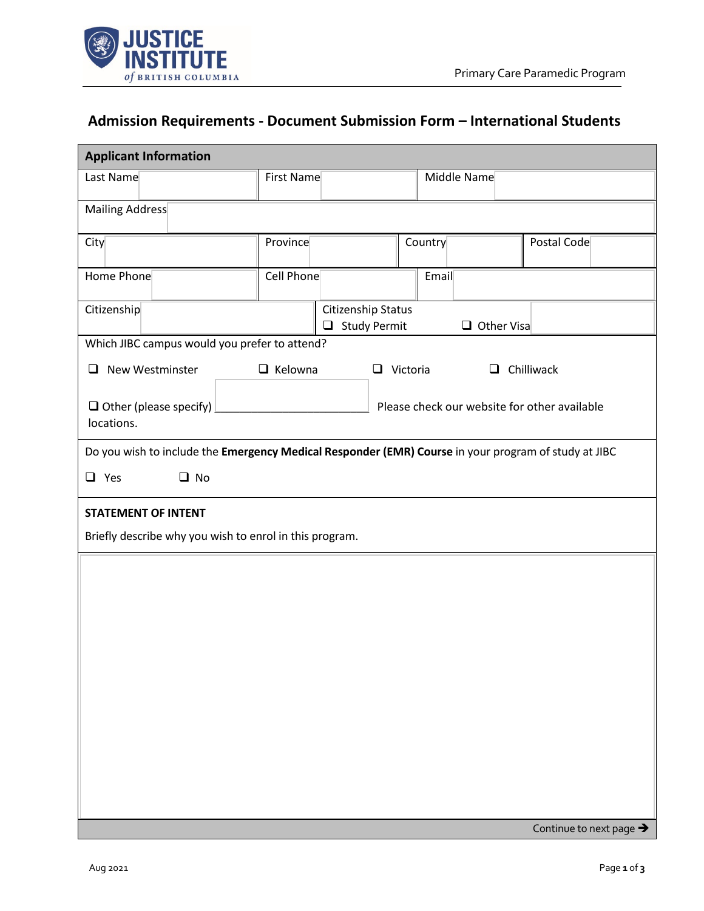Justice Institute of British Columbia

Primary Care Paramedic Program

# Admission Requirements - Document Submission Form – International Students

## Applicant Information

| Last Name | | First Name | | Middle Name | |
|---|---|---|---|---|---|

| Mailing Address | |
|---|---|

| City | | Province | | Country | | Postal Code | |
|---|---|---|---|---|---|---|---|

| Home Phone | | Cell Phone | | Email | |
|---|---|---|---|---|---|

| Citizenship | | Citizenship Status<br>❑ Study Permit ❑ Other Visa | |
|---|---|---|---|

Which JIBC campus would you prefer to attend?

❑ New Westminster ❑ Kelowna ❑ Victoria ❑ Chilliwack

❑ Other (please specify) \_\_\_\_\_\_\_\_\_\_ Please check our website for other available locations.

Do you wish to include the **Emergency Medical Responder (EMR) Course** in your program of study at JIBC

❑ Yes ❑ No

**STATEMENT OF INTENT**

Briefly describe why you wish to enrol in this program.

Continue to next page →

Aug 2021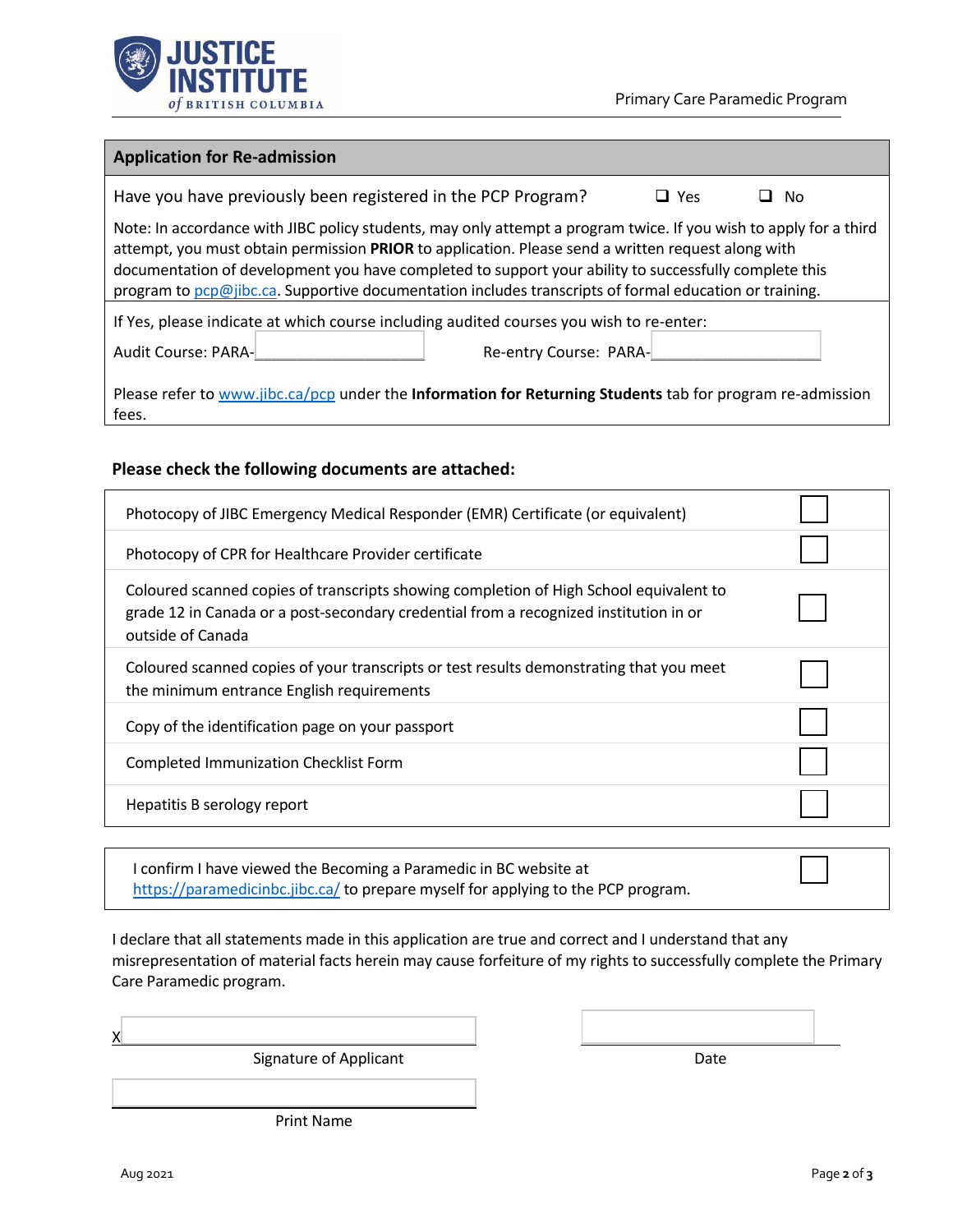## Application for Re-admission

Have you have previously been registered in the PCP Program? ☐ Yes ☐ No

Note: In accordance with JIBC policy students, may only attempt a program twice. If you wish to apply for a third attempt, you must obtain permission **PRIOR** to application. Please send a written request along with documentation of development you have completed to support your ability to successfully complete this program to pcp@jibc.ca. Supportive documentation includes transcripts of formal education or training.

If Yes, please indicate at which course including audited courses you wish to re-enter:

Audit Course: PARA-\_\_\_\_\_\_\_\_\_\_\_\_\_\_\_\_\_\_\_\_ Re-entry Course: PARA-\_\_\_\_\_\_\_\_\_\_\_\_\_\_\_\_\_\_\_\_

Please refer to www.jibc.ca/pcp under the **Information for Returning Students** tab for program re-admission fees.

**Please check the following documents are attached:**

| Document | |
|---|---|
| Photocopy of JIBC Emergency Medical Responder (EMR) Certificate (or equivalent) | ☐ |
| Photocopy of CPR for Healthcare Provider certificate | ☐ |
| Coloured scanned copies of transcripts showing completion of High School equivalent to grade 12 in Canada or a post-secondary credential from a recognized institution in or outside of Canada | ☐ |
| Coloured scanned copies of your transcripts or test results demonstrating that you meet the minimum entrance English requirements | ☐ |
| Copy of the identification page on your passport | ☐ |
| Completed Immunization Checklist Form | ☐ |
| Hepatitis B serology report | ☐ |

I confirm I have viewed the Becoming a Paramedic in BC website at https://paramedicinbc.jibc.ca/ to prepare myself for applying to the PCP program. ☐

I declare that all statements made in this application are true and correct and I understand that any misrepresentation of material facts herein may cause forfeiture of my rights to successfully complete the Primary Care Paramedic program.

X\_\_\_\_\_\_\_\_\_\_\_\_\_\_\_\_\_\_\_\_\_\_\_\_\_\_\_\_\_\_
Signature of Applicant

\_\_\_\_\_\_\_\_\_\_\_\_\_\_\_\_\_\_\_\_
Date

\_\_\_\_\_\_\_\_\_\_\_\_\_\_\_\_\_\_\_\_\_\_\_\_\_\_\_\_\_\_
Print Name

Aug 2021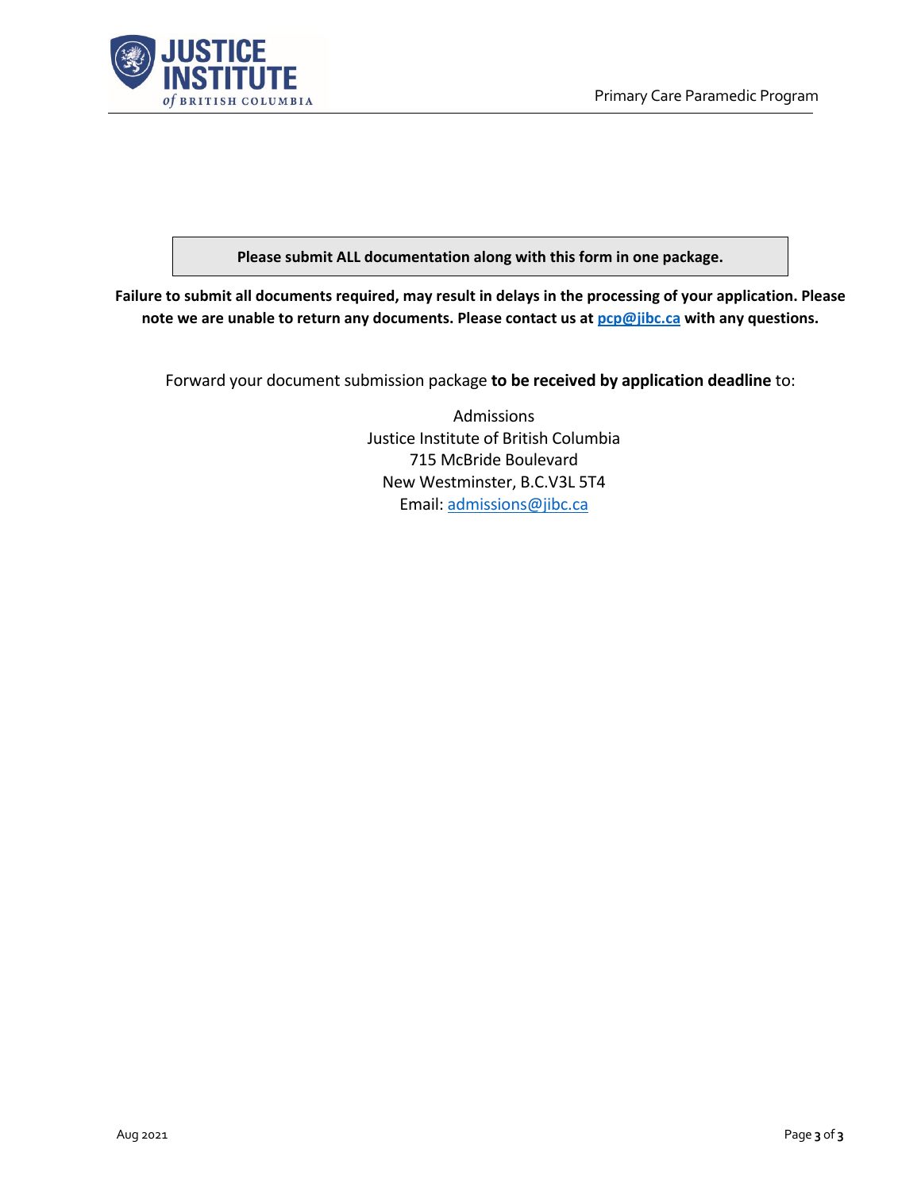**Please submit ALL documentation along with this form in one package.**

**Failure to submit all documents required, may result in delays in the processing of your application. Please note we are unable to return any documents. Please contact us at pcp@jibc.ca with any questions.**

Forward your document submission package **to be received by application deadline** to:

Admissions
Justice Institute of British Columbia
715 McBride Boulevard
New Westminster, B.C.V3L 5T4
Email: admissions@jibc.ca